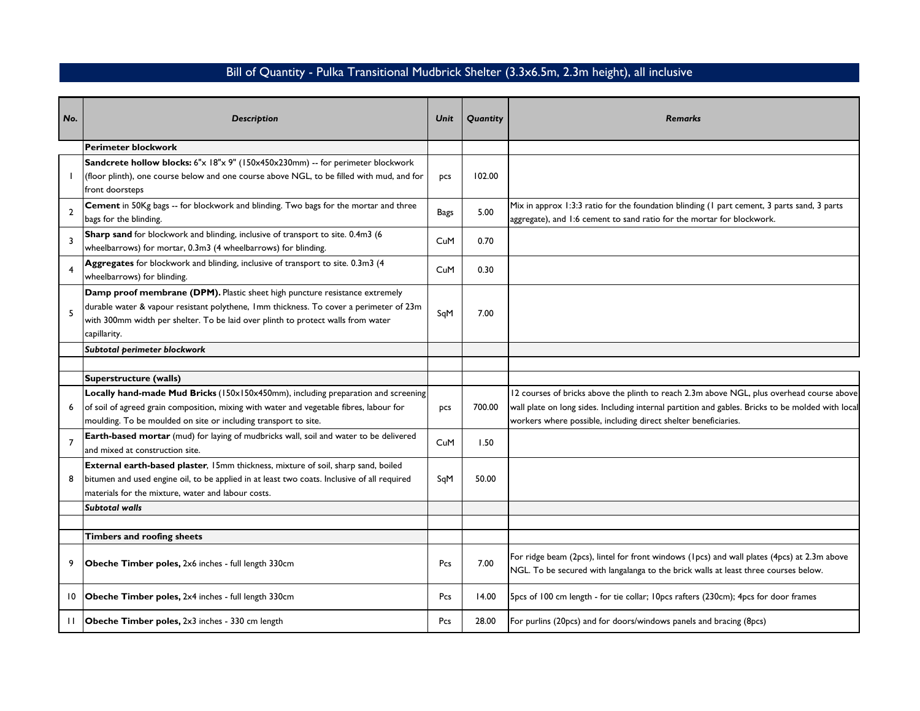## Bill of Quantity - Pulka Transitional Mudbrick Shelter (3.3x6.5m, 2.3m height), all inclusive

| No. | Description | Unit | Quantity | Remarks |
|---|---|---|---|---|
| | **Perimeter blockwork** | | | |
| 1 | **Sandcrete hollow blocks:** 6"x 18"x 9" (150x450x230mm) -- for perimeter blockwork (floor plinth), one course below and one course above NGL, to be filled with mud, and for front doorsteps | pcs | 102.00 | |
| 2 | **Cement** in 50Kg bags -- for blockwork and blinding. Two bags for the mortar and three bags for the blinding. | Bags | 5.00 | Mix in approx 1:3:3 ratio for the foundation blinding (1 part cement, 3 parts sand, 3 parts aggregate), and 1:6 cement to sand ratio for the mortar for blockwork. |
| 3 | **Sharp sand** for blockwork and blinding, inclusive of transport to site. 0.4m3 (6 wheelbarrows) for mortar, 0.3m3 (4 wheelbarrows) for blinding. | CuM | 0.70 | |
| 4 | **Aggregates** for blockwork and blinding, inclusive of transport to site. 0.3m3 (4 wheelbarrows) for blinding. | CuM | 0.30 | |
| 5 | **Damp proof membrane (DPM).** Plastic sheet high puncture resistance extremely durable water & vapour resistant polythene, 1mm thickness. To cover a perimeter of 23m with 300mm width per shelter. To be laid over plinth to protect walls from water capillarity. | SqM | 7.00 | |
| | ***Subtotal perimeter blockwork*** | | | |
| | | | | |
| | **Superstructure (walls)** | | | |
| 6 | **Locally hand-made Mud Bricks** (150x150x450mm), including preparation and screening of soil of agreed grain composition, mixing with water and vegetable fibres, labour for moulding. To be moulded on site or including transport to site. | pcs | 700.00 | 12 courses of bricks above the plinth to reach 2.3m above NGL, plus overhead course above wall plate on long sides. Including internal partition and gables. Bricks to be molded with local workers where possible, including direct shelter beneficiaries. |
| 7 | **Earth-based mortar** (mud) for laying of mudbricks wall, soil and water to be delivered and mixed at construction site. | CuM | 1.50 | |
| 8 | **External earth-based plaster**, 15mm thickness, mixture of soil, sharp sand, boiled bitumen and used engine oil, to be applied in at least two coats. Inclusive of all required materials for the mixture, water and labour costs. | SqM | 50.00 | |
| | ***Subtotal walls*** | | | |
| | | | | |
| | **Timbers and roofing sheets** | | | |
| 9 | **Obeche Timber poles,** 2x6 inches - full length 330cm | Pcs | 7.00 | For ridge beam (2pcs), lintel for front windows (1pcs) and wall plates (4pcs) at 2.3m above NGL. To be secured with langalanga to the brick walls at least three courses below. |
| 10 | **Obeche Timber poles,** 2x4 inches - full length 330cm | Pcs | 14.00 | 5pcs of 100 cm length - for tie collar; 10pcs rafters (230cm); 4pcs for door frames |
| 11 | **Obeche Timber poles,** 2x3 inches - 330 cm length | Pcs | 28.00 | For purlins (20pcs) and for doors/windows panels and bracing (8pcs) |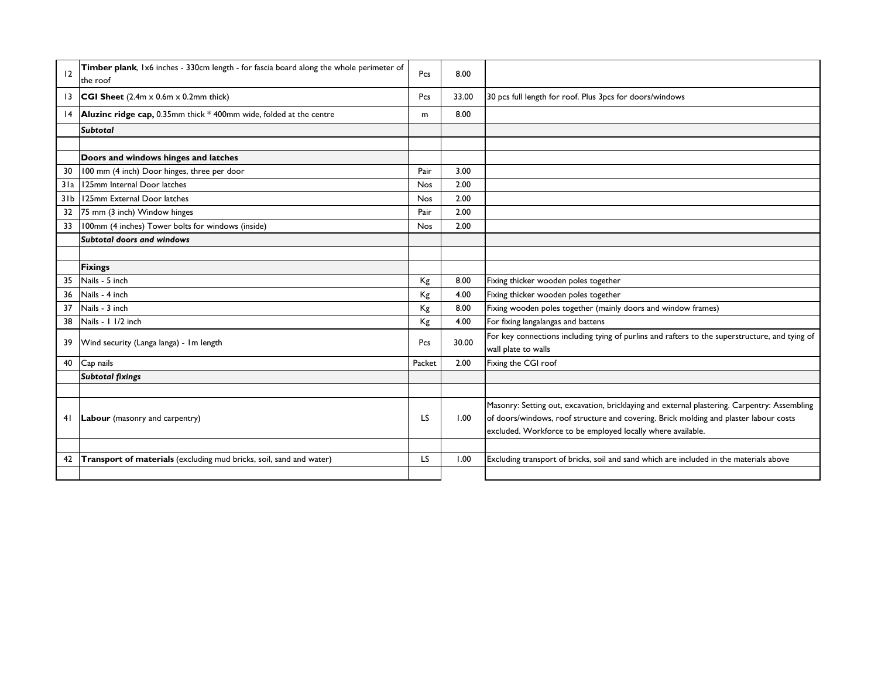| | | | | |
|---|---|---|---|---|
| 12 | **Timber plank**, 1x6 inches - 330cm length - for fascia board along the whole perimeter of the roof | Pcs | 8.00 | |
| 13 | **CGI Sheet** (2.4m x 0.6m x 0.2mm thick) | Pcs | 33.00 | 30 pcs full length for roof. Plus 3pcs for doors/windows |
| 14 | **Aluzinc ridge cap,** 0.35mm thick * 400mm wide, folded at the centre | m | 8.00 | |
| | ***Subtotal*** | | | |
| | | | | |
| | **Doors and windows hinges and latches** | | | |
| 30 | 100 mm (4 inch) Door hinges, three per door | Pair | 3.00 | |
| 31a | 125mm Internal Door latches | Nos | 2.00 | |
| 31b | 125mm External Door latches | Nos | 2.00 | |
| 32 | 75 mm (3 inch) Window hinges | Pair | 2.00 | |
| 33 | 100mm (4 inches) Tower bolts for windows (inside) | Nos | 2.00 | |
| | ***Subtotal doors and windows*** | | | |
| | | | | |
| | **Fixings** | | | |
| 35 | Nails - 5 inch | Kg | 8.00 | Fixing thicker wooden poles together |
| 36 | Nails - 4 inch | Kg | 4.00 | Fixing thicker wooden poles together |
| 37 | Nails - 3 inch | Kg | 8.00 | Fixing wooden poles together (mainly doors and window frames) |
| 38 | Nails - 1 1/2 inch | Kg | 4.00 | For fixing langalangas and battens |
| 39 | Wind security (Langa langa) - 1m length | Pcs | 30.00 | For key connections including tying of purlins and rafters to the superstructure, and tying of wall plate to walls |
| 40 | Cap nails | Packet | 2.00 | Fixing the CGI roof |
| | ***Subtotal fixings*** | | | |
| | | | | |
| 41 | **Labour** (masonry and carpentry) | LS | 1.00 | Masonry: Setting out, excavation, bricklaying and external plastering. Carpentry: Assembling of doors/windows, roof structure and covering. Brick molding and plaster labour costs excluded. Workforce to be employed locally where available. |
| | | | | |
| 42 | **Transport of materials** (excluding mud bricks, soil, sand and water) | LS | 1.00 | Excluding transport of bricks, soil and sand which are included in the materials above |
| | | | | |